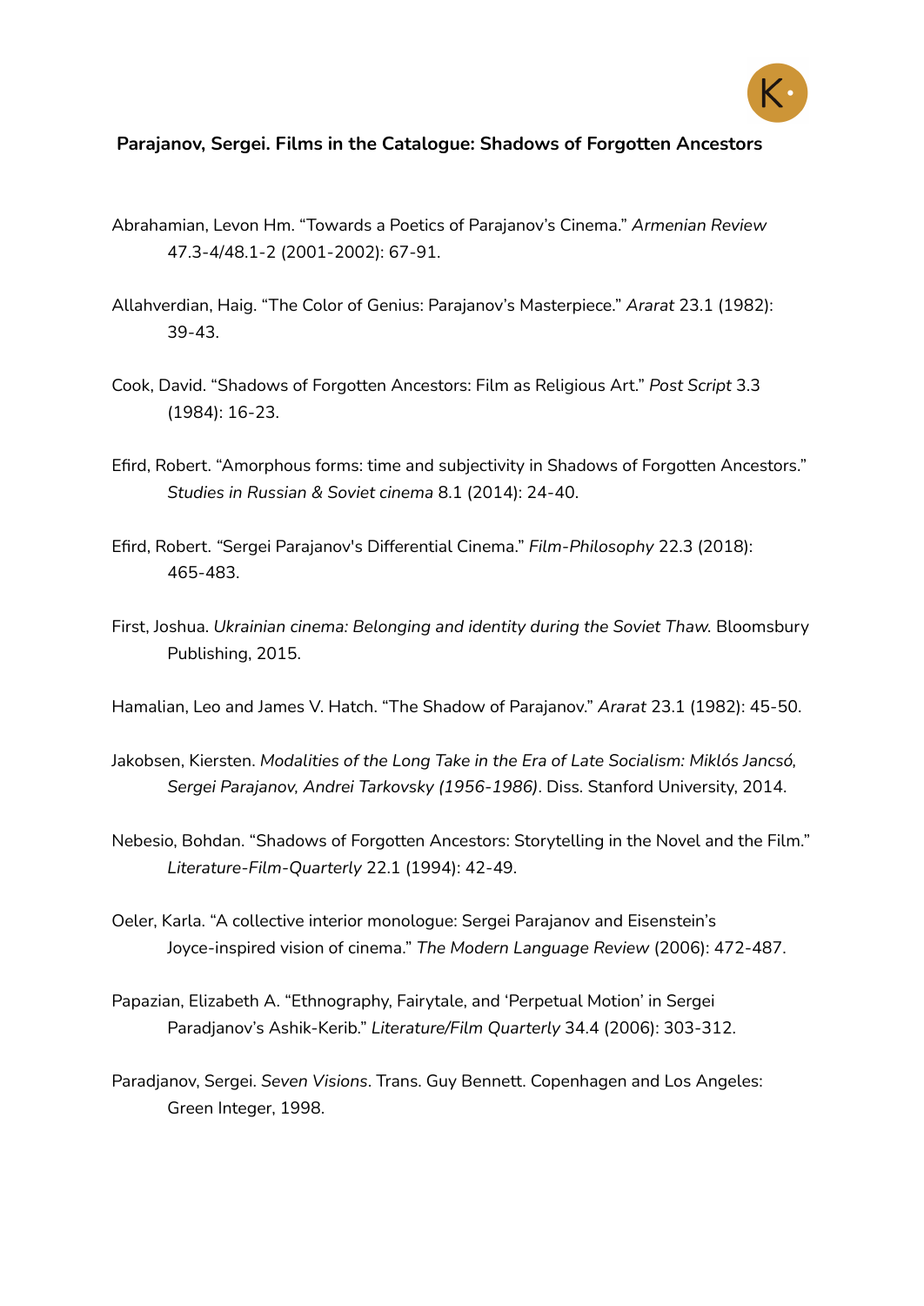**Parajanov, Sergei. Films in the Catalogue: Shadows of Forgotten Ancestors**

Abrahamian, Levon Hm. "Towards a Poetics of Parajanov's Cinema." *Armenian Review* 47.3-4/48.1-2 (2001-2002): 67-91.

Allahverdian, Haig. "The Color of Genius: Parajanov's Masterpiece." *Ararat* 23.1 (1982): 39-43.

Cook, David. "Shadows of Forgotten Ancestors: Film as Religious Art." *Post Script* 3.3 (1984): 16-23.

Efird, Robert. "Amorphous forms: time and subjectivity in Shadows of Forgotten Ancestors." *Studies in Russian & Soviet cinema* 8.1 (2014): 24-40.

Efird, Robert. "Sergei Parajanov's Differential Cinema." *Film-Philosophy* 22.3 (2018): 465-483.

First, Joshua. *Ukrainian cinema: Belonging and identity during the Soviet Thaw.* Bloomsbury Publishing, 2015.

Hamalian, Leo and James V. Hatch. "The Shadow of Parajanov." *Ararat* 23.1 (1982): 45-50.

Jakobsen, Kiersten. *Modalities of the Long Take in the Era of Late Socialism: Miklós Jancsó, Sergei Parajanov, Andrei Tarkovsky (1956-1986)*. Diss. Stanford University, 2014.

Nebesio, Bohdan. "Shadows of Forgotten Ancestors: Storytelling in the Novel and the Film." *Literature-Film-Quarterly* 22.1 (1994): 42-49.

Oeler, Karla. "A collective interior monologue: Sergei Parajanov and Eisenstein's Joyce-inspired vision of cinema." *The Modern Language Review* (2006): 472-487.

Papazian, Elizabeth A. "Ethnography, Fairytale, and 'Perpetual Motion' in Sergei Paradjanov's Ashik-Kerib." *Literature/Film Quarterly* 34.4 (2006): 303-312.

Paradjanov, Sergei. *Seven Visions*. Trans. Guy Bennett. Copenhagen and Los Angeles: Green Integer, 1998.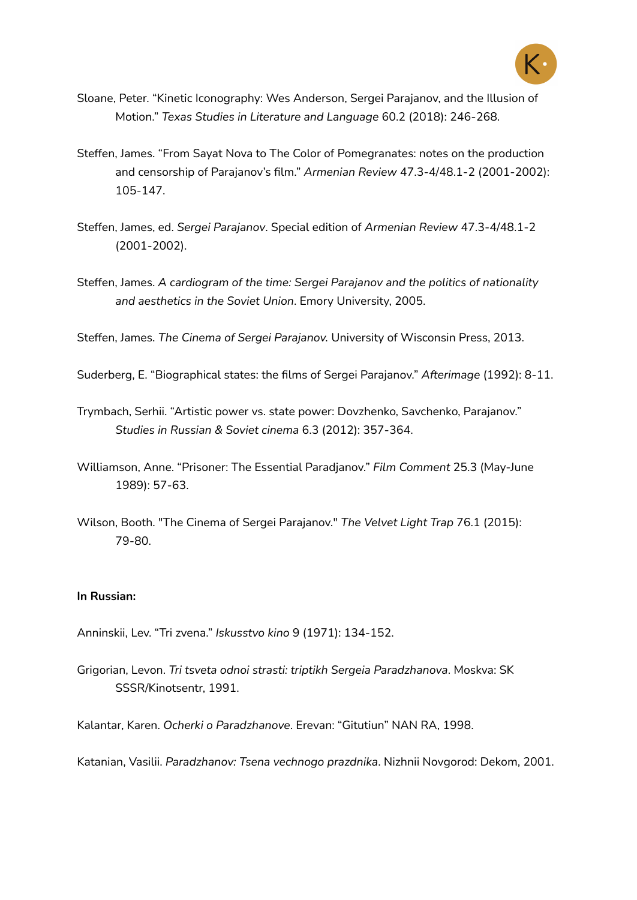Sloane, Peter. "Kinetic Iconography: Wes Anderson, Sergei Parajanov, and the Illusion of Motion." *Texas Studies in Literature and Language* 60.2 (2018): 246-268.

Steffen, James. "From Sayat Nova to The Color of Pomegranates: notes on the production and censorship of Parajanov's film." *Armenian Review* 47.3-4/48.1-2 (2001-2002): 105-147.

Steffen, James, ed. *Sergei Parajanov*. Special edition of *Armenian Review* 47.3-4/48.1-2 (2001-2002).

Steffen, James. *A cardiogram of the time: Sergei Parajanov and the politics of nationality and aesthetics in the Soviet Union*. Emory University, 2005.

Steffen, James. *The Cinema of Sergei Parajanov.* University of Wisconsin Press, 2013.

Suderberg, E. "Biographical states: the films of Sergei Parajanov." *Afterimage* (1992): 8-11.

Trymbach, Serhii. "Artistic power vs. state power: Dovzhenko, Savchenko, Parajanov." *Studies in Russian & Soviet cinema* 6.3 (2012): 357-364.

Williamson, Anne. "Prisoner: The Essential Paradjanov." *Film Comment* 25.3 (May-June 1989): 57-63.

Wilson, Booth. "The Cinema of Sergei Parajanov." *The Velvet Light Trap* 76.1 (2015): 79-80.

**In Russian:**

Anninskii, Lev. "Tri zvena." *Iskusstvo kino* 9 (1971): 134-152.

Grigorian, Levon. *Tri tsveta odnoi strasti: triptikh Sergeia Paradzhanova*. Moskva: SK SSSR/Kinotsentr, 1991.

Kalantar, Karen. *Ocherki o Paradzhanove*. Erevan: "Gitutiun" NAN RA, 1998.

Katanian, Vasilii. *Paradzhanov: Tsena vechnogo prazdnika*. Nizhnii Novgorod: Dekom, 2001.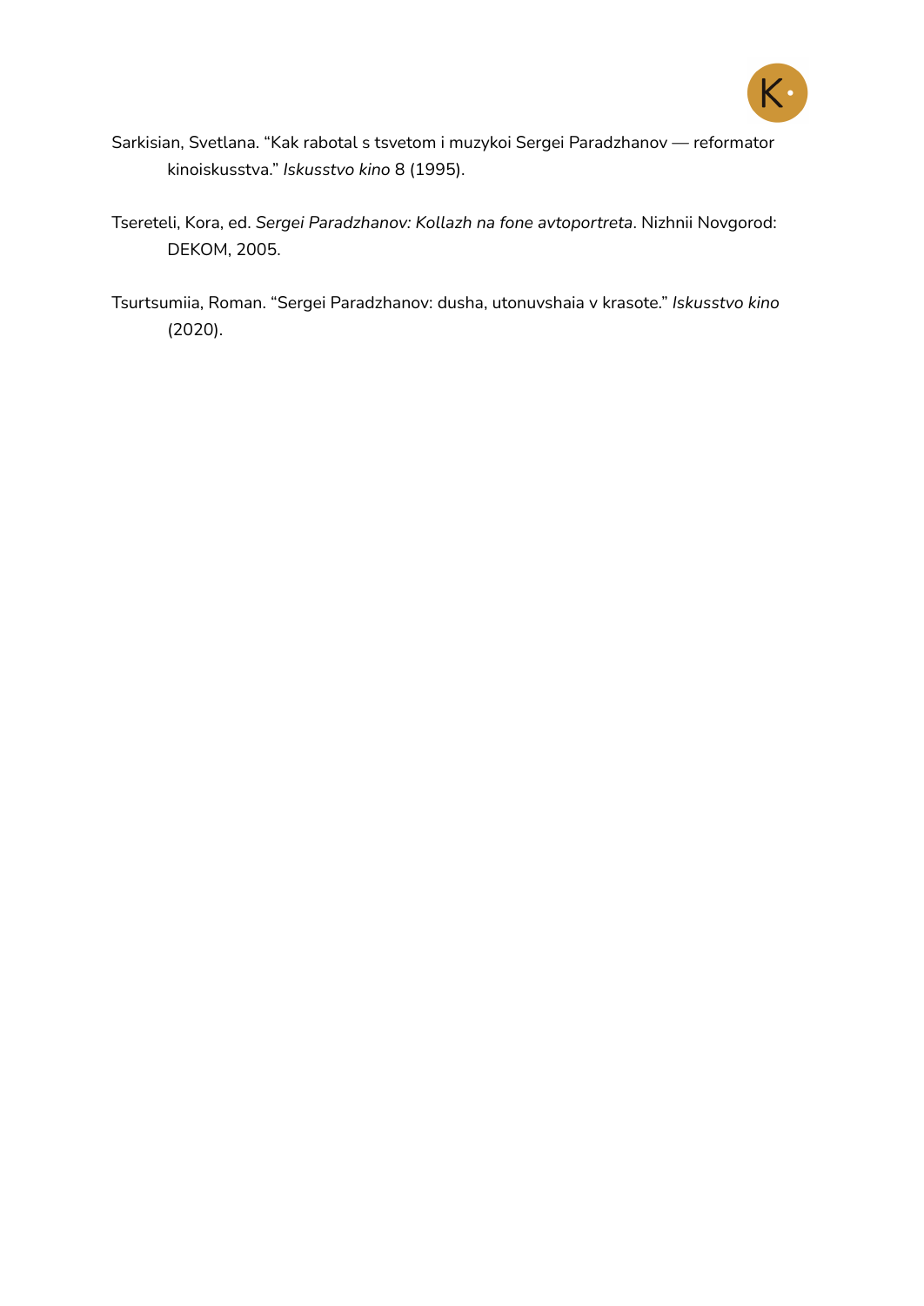Sarkisian, Svetlana. "Kak rabotal s tsvetom i muzykoi Sergei Paradzhanov — reformator kinoiskusstva." *Iskusstvo kino* 8 (1995).

Tsereteli, Kora, ed. *Sergei Paradzhanov: Kollazh na fone avtoportreta*. Nizhnii Novgorod: DEKOM, 2005.

Tsurtsumiia, Roman. "Sergei Paradzhanov: dusha, utonuvshaia v krasote." *Iskusstvo kino* (2020).